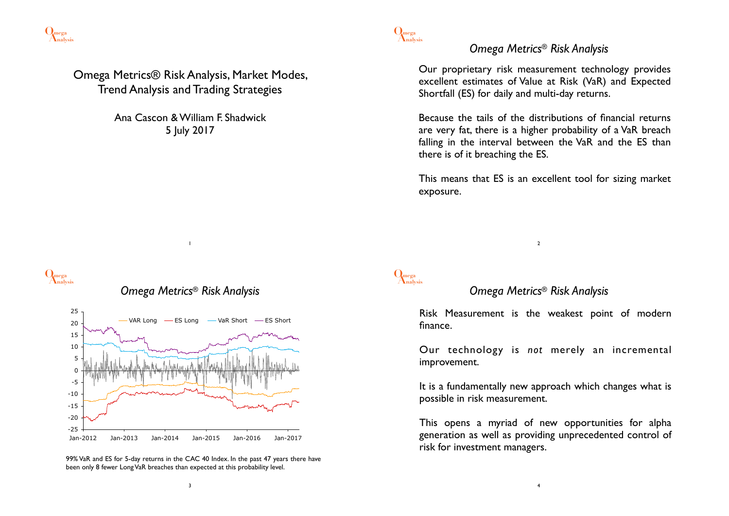# Omega Metrics® Risk Analysis, Market Modes, Trend Analysis and Trading Strategies

Ana Cascon & William F. Shadwick

5 July 2017

## *Omega Metrics® Risk Analysis*

Our proprietary risk measurement technology provides excellent estimates of Value at Risk (VaR) and Expected Shortfall (ES) for daily and multi-day returns.

Because the tails of the distributions of financial returns are very fat, there is a higher probability of a VaR breach falling in the interval between the VaR and the ES than there is of it breaching the ES.

This means that ES is an excellent tool for sizing market exposure.

## *Omega Metrics® Risk Analysis*

99% VaR and ES for 5-day returns in the CAC 40 Index. In the past 47 years there have been only 8 fewer Long VaR breaches than expected at this probability level.

## *Omega Metrics® Risk Analysis*

Risk Measurement is the weakest point of modern finance.

Our technology is *not* merely an incremental improvement.

It is a fundamentally new approach which changes what is possible in risk measurement.

This opens a myriad of new opportunities for alpha generation as well as providing unprecedented control of risk for investment managers.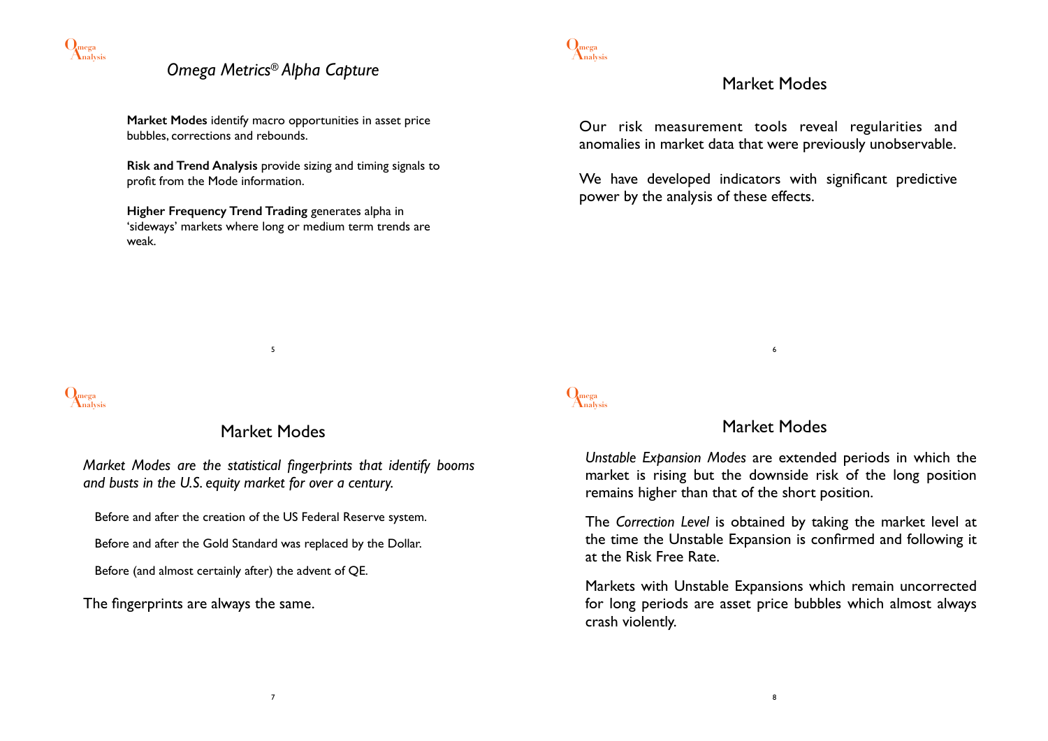## *Omega Metrics® Alpha Capture*

**Market Modes** identify macro opportunities in asset price bubbles, corrections and rebounds.

**Risk and Trend Analysis** provide sizing and timing signals to profit from the Mode information.

**Higher Frequency Trend Trading** generates alpha in 'sideways' markets where long or medium term trends are weak.

## Market Modes

Our risk measurement tools reveal regularities and anomalies in market data that were previously unobservable.

We have developed indicators with significant predictive power by the analysis of these effects.

## Market Modes

*Market Modes are the statistical fingerprints that identify booms and busts in the U.S. equity market for over a century.*

Before and after the creation of the US Federal Reserve system.

Before and after the Gold Standard was replaced by the Dollar.

Before (and almost certainly after) the advent of QE.

The fingerprints are always the same.

## Market Modes

*Unstable Expansion Modes* are extended periods in which the market is rising but the downside risk of the long position remains higher than that of the short position.

The *Correction Level* is obtained by taking the market level at the time the Unstable Expansion is confirmed and following it at the Risk Free Rate.

Markets with Unstable Expansions which remain uncorrected for long periods are asset price bubbles which almost always crash violently.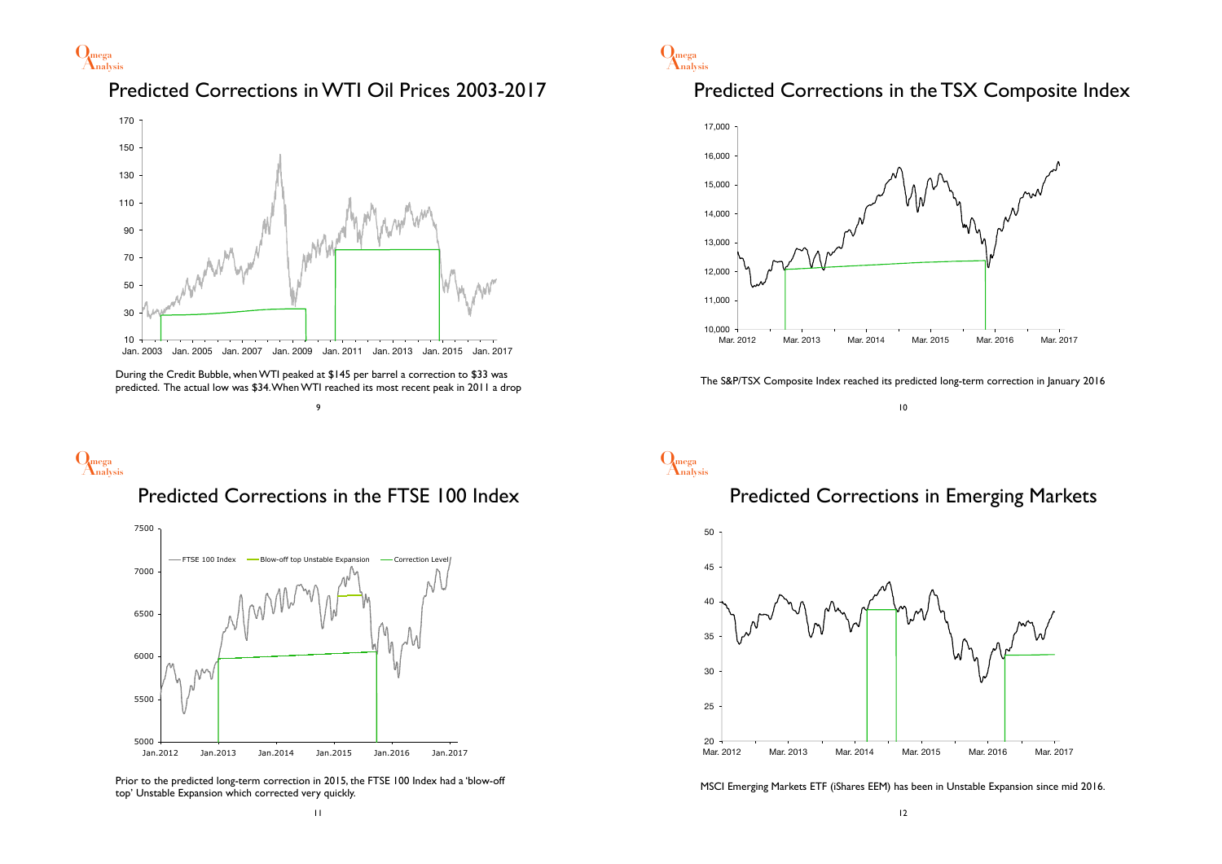## Predicted Corrections in WTI Oil Prices 2003-2017

During the Credit Bubble, when WTI peaked at $145 per barrel a correction to $33 was predicted. The actual low was $34. When WTI reached its most recent peak in 2011 a drop

## Predicted Corrections in the TSX Composite Index

The S&P/TSX Composite Index reached its predicted long-term correction in January 2016

## Predicted Corrections in the FTSE 100 Index

Prior to the predicted long-term correction in 2015, the FTSE 100 Index had a 'blow-off top' Unstable Expansion which corrected very quickly.

## Predicted Corrections in Emerging Markets

MSCI Emerging Markets ETF (iShares EEM) has been in Unstable Expansion since mid 2016.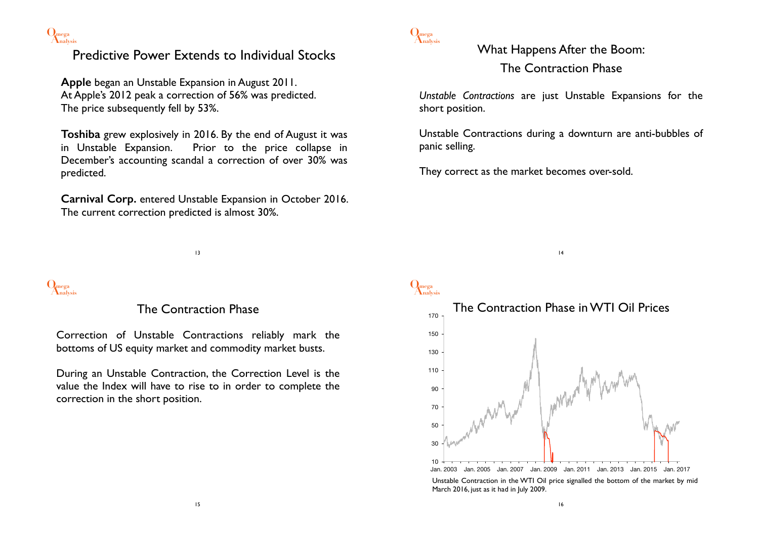## Predictive Power Extends to Individual Stocks

**Apple** began an Unstable Expansion in August 2011. At Apple's 2012 peak a correction of 56% was predicted. The price subsequently fell by 53%.

**Toshiba** grew explosively in 2016. By the end of August it was in Unstable Expansion. Prior to the price collapse in December's accounting scandal a correction of over 30% was predicted.

**Carnival Corp.** entered Unstable Expansion in October 2016. The current correction predicted is almost 30%.

## What Happens After the Boom: The Contraction Phase

*Unstable Contractions* are just Unstable Expansions for the short position.

Unstable Contractions during a downturn are anti-bubbles of panic selling.

They correct as the market becomes over-sold.

## The Contraction Phase

Correction of Unstable Contractions reliably mark the bottoms of US equity market and commodity market busts.

During an Unstable Contraction, the Correction Level is the value the Index will have to rise to in order to complete the correction in the short position.

## The Contraction Phase in WTI Oil Prices

Unstable Contraction in the WTI Oil price signalled the bottom of the market by mid March 2016, just as it had in July 2009.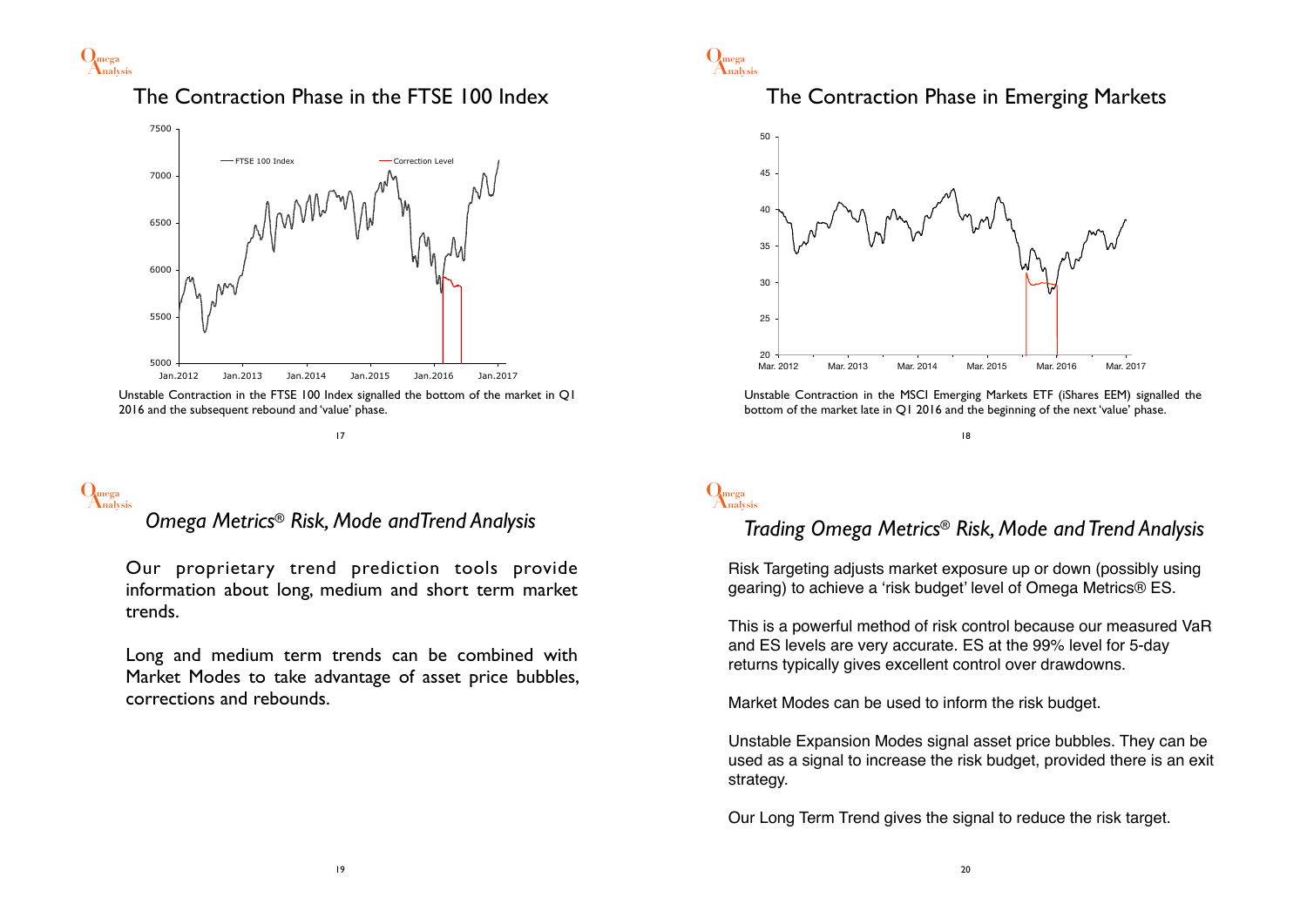## The Contraction Phase in the FTSE 100 Index

Unstable Contraction in the FTSE 100 Index signalled the bottom of the market in Q1 2016 and the subsequent rebound and 'value' phase.

## The Contraction Phase in Emerging Markets

Unstable Contraction in the MSCI Emerging Markets ETF (iShares EEM) signalled the bottom of the market late in Q1 2016 and the beginning of the next 'value' phase.

## *Omega Metrics® Risk, Mode and Trend Analysis*

Our proprietary trend prediction tools provide information about long, medium and short term market trends.

Long and medium term trends can be combined with Market Modes to take advantage of asset price bubbles, corrections and rebounds.

## *Trading Omega Metrics® Risk, Mode and Trend Analysis*

Risk Targeting adjusts market exposure up or down (possibly using gearing) to achieve a 'risk budget' level of Omega Metrics® ES.

This is a powerful method of risk control because our measured VaR and ES levels are very accurate. ES at the 99% level for 5-day returns typically gives excellent control over drawdowns.

Market Modes can be used to inform the risk budget.

Unstable Expansion Modes signal asset price bubbles. They can be used as a signal to increase the risk budget, provided there is an exit strategy.

Our Long Term Trend gives the signal to reduce the risk target.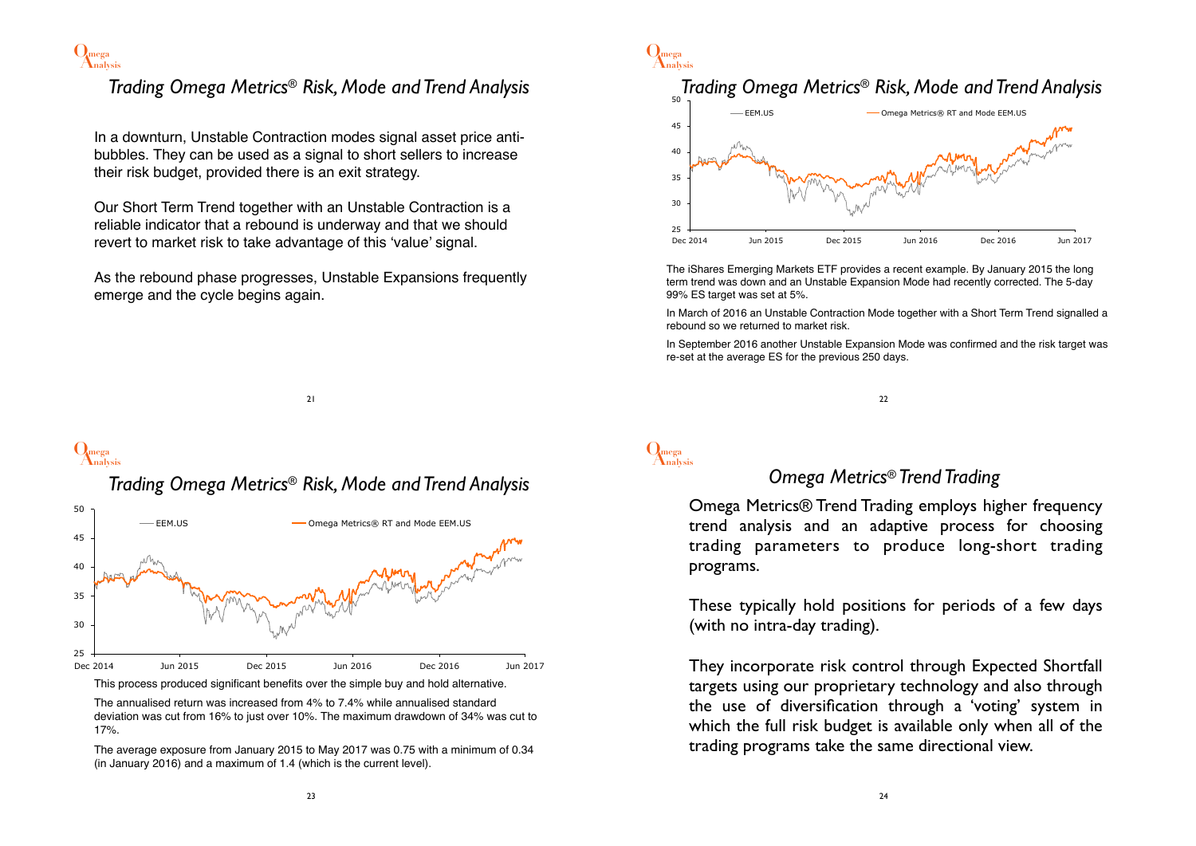## Trading Omega Metrics® Risk, Mode and Trend Analysis

In a downturn, Unstable Contraction modes signal asset price anti-bubbles. They can be used as a signal to short sellers to increase their risk budget, provided there is an exit strategy.

Our Short Term Trend together with an Unstable Contraction is a reliable indicator that a rebound is underway and that we should revert to market risk to take advantage of this 'value' signal.

As the rebound phase progresses, Unstable Expansions frequently emerge and the cycle begins again.

## Trading Omega Metrics® Risk, Mode and Trend Analysis

The iShares Emerging Markets ETF provides a recent example. By January 2015 the long term trend was down and an Unstable Expansion Mode had recently corrected. The 5-day 99% ES target was set at 5%.

In March of 2016 an Unstable Contraction Mode together with a Short Term Trend signalled a rebound so we returned to market risk.

In September 2016 another Unstable Expansion Mode was confirmed and the risk target was re-set at the average ES for the previous 250 days.

## Trading Omega Metrics® Risk, Mode and Trend Analysis

This process produced significant benefits over the simple buy and hold alternative.

The annualised return was increased from 4% to 7.4% while annualised standard deviation was cut from 16% to just over 10%. The maximum drawdown of 34% was cut to 17%.

The average exposure from January 2015 to May 2017 was 0.75 with a minimum of 0.34 (in January 2016) and a maximum of 1.4 (which is the current level).

## Omega Metrics® Trend Trading

Omega Metrics® Trend Trading employs higher frequency trend analysis and an adaptive process for choosing trading parameters to produce long-short trading programs.

These typically hold positions for periods of a few days (with no intra-day trading).

They incorporate risk control through Expected Shortfall targets using our proprietary technology and also through the use of diversification through a 'voting' system in which the full risk budget is available only when all of the trading programs take the same directional view.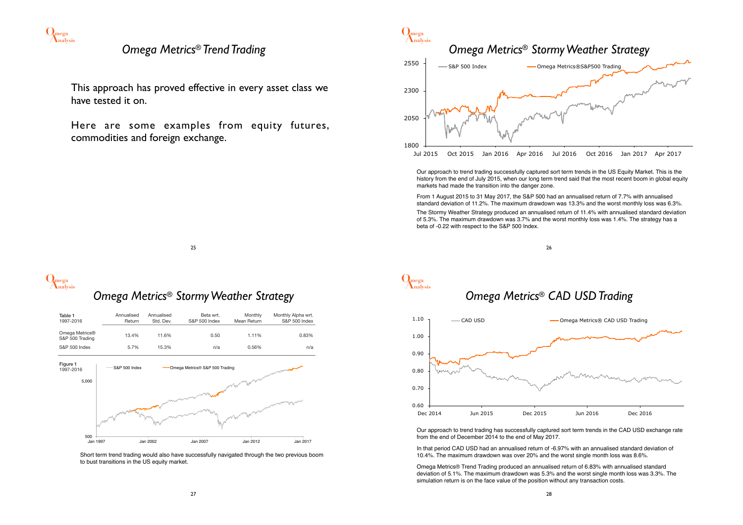# *Omega Metrics® Trend Trading*

This approach has proved effective in every asset class we have tested it on.

Here are some examples from equity futures, commodities and foreign exchange.

# *Omega Metrics® Stormy Weather Strategy*

Our approach to trend trading successfully captured sort term trends in the US Equity Market. This is the history from the end of July 2015, when our long term trend said that the most recent boom in global equity markets had made the transition into the danger zone.

From 1 August 2015 to 31 May 2017, the S&P 500 had an annualised return of 7.7% with annualised standard deviation of 11.2%. The maximum drawdown was 13.3% and the worst monthly loss was 6.3%.

The Stormy Weather Strategy produced an annualised return of 11.4% with annualised standard deviation of 5.3%. The maximum drawdown was 3.7% and the worst monthly loss was 1.4%. The strategy has a beta of -0.22 with respect to the S&P 500 Index.

# *Omega Metrics® Stormy Weather Strategy*

| Table 1 1997-2016 | Annualised Return | Annualised Std. Dev. | Beta wrt. S&P 500 Index | Monthly Mean Return | Monthly Alpha wrt. S&P 500 Index |
|---|---|---|---|---|---|
| Omega Metrics® S&P 500 Trading | 13.4% | 11.6% | 0.50 | 1.11% | 0.83% |
| S&P 500 Index | 5.7% | 15.3% | n/a | 0.56% | n/a |

Figure 1 1997-2016

Short term trend trading would also have successfully navigated through the two previous boom to bust transitions in the US equity market.

# *Omega Metrics® CAD USD Trading*

Our approach to trend trading has successfully captured sort term trends in the CAD USD exchange rate from the end of December 2014 to the end of May 2017.

In that period CAD USD had an annualised return of -6.97% with an annualised standard deviation of 10.4%. The maximum drawdown was over 20% and the worst single month loss was 8.6%.

Omega Metrics® Trend Trading produced an annualised return of 6.83% with annualised standard deviation of 5.1%. The maximum drawdown was 5.3% and the worst single month loss was 3.3%. The simulation return is on the face value of the position without any transaction costs.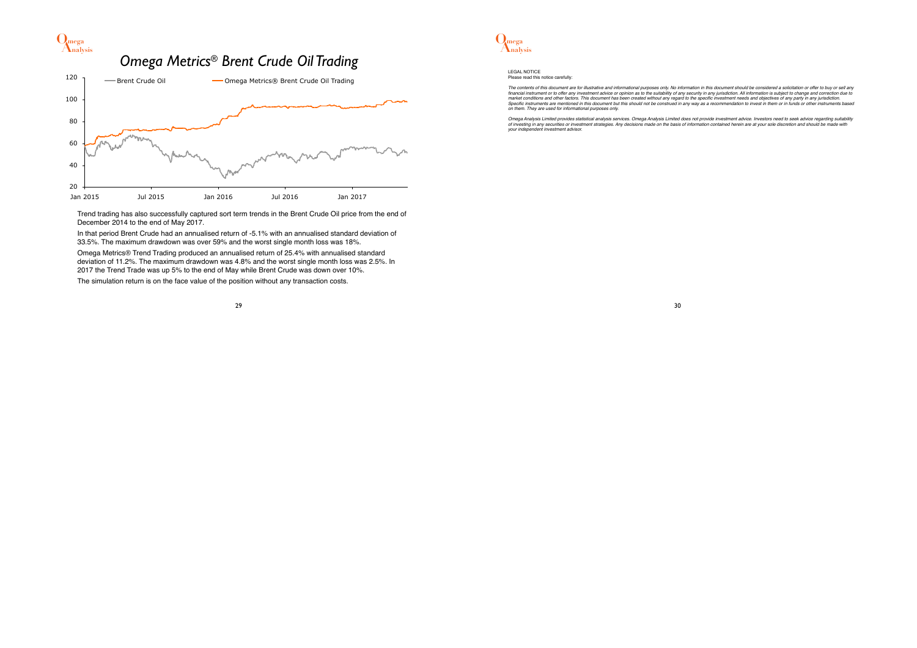# *Omega Metrics® Brent Crude Oil Trading*

Brent Crude Oil
Omega Metrics® Brent Crude Oil Trading

120
100
80
60
40
20

Jan 2015
Jul 2015
Jan 2016
Jul 2016
Jan 2017

Trend trading has also successfully captured sort term trends in the Brent Crude Oil price from the end of December 2014 to the end of May 2017.

In that period Brent Crude had an annualised return of -5.1% with an annualised standard deviation of 33.5%. The maximum drawdown was over 59% and the worst single month loss was 18%.

Omega Metrics® Trend Trading produced an annualised return of 25.4% with annualised standard deviation of 11.2%. The maximum drawdown was 4.8% and the worst single month loss was 2.5%. In 2017 the Trend Trade was up 5% to the end of May while Brent Crude was down over 10%.

The simulation return is on the face value of the position without any transaction costs.

LEGAL NOTICE
Please read this notice carefully:

*The contents of this document are for illustrative and informational purposes only. No information in this document should be considered a solicitation or offer to buy or sell any financial instrument or to offer any investment advice or opinion as to the suitability of any security in any jurisdiction. All information is subject to change and correction due to market conditions and other factors. This document has been created without any regard to the specific investment needs and objectives of any party in any jurisdiction. Specific instruments are mentioned in this document but this should not be construed in any way as a recommendation to invest in them or in funds or other instruments based on them. They are used for informational purposes only.*

*Omega Analysis Limited provides statistical analysis services. Omega Analysis Limited does not provide investment advice. Investors need to seek advice regarding suitability of investing in any securities or investment strategies. Any decisions made on the basis of information contained herein are at your sole discretion and should be made with your independent investment advisor.*